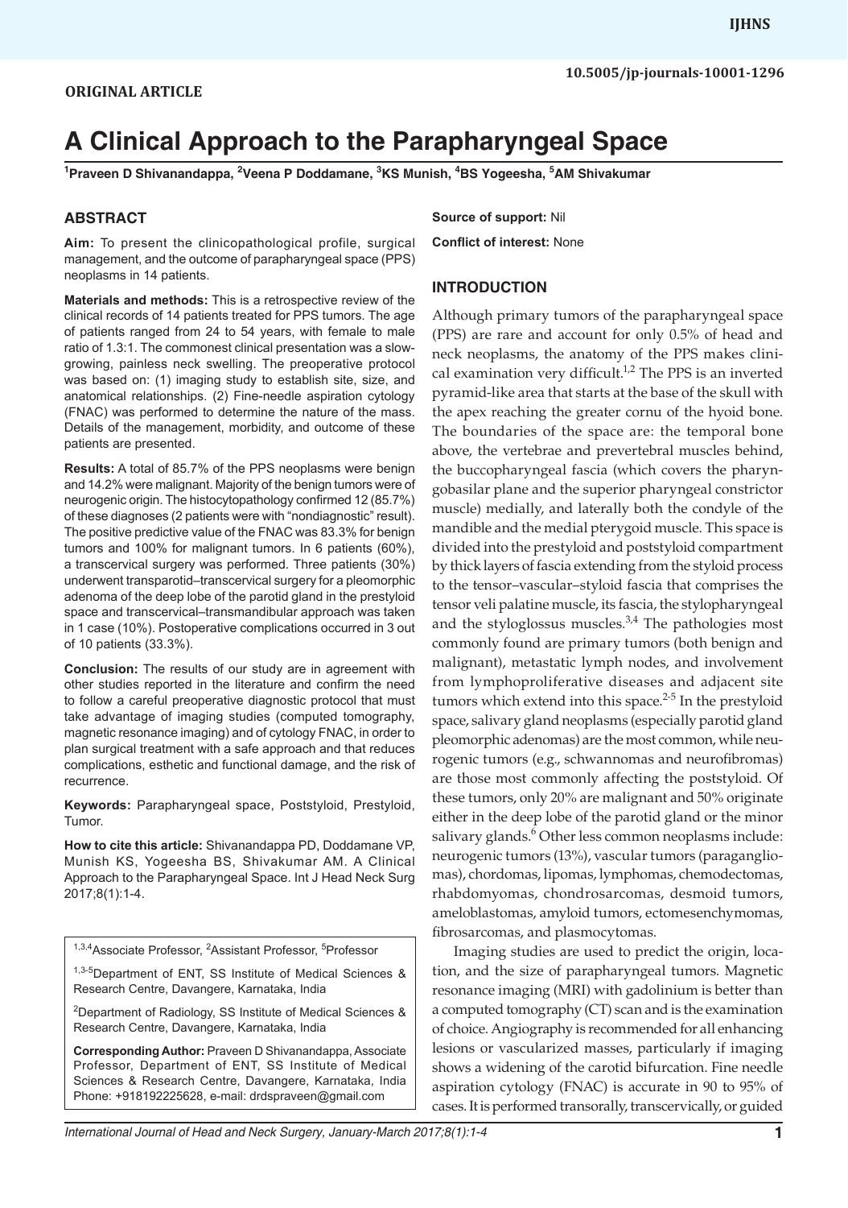ORIGINAL ARTICLE

# A Clinical Approach to the Parapharyngeal Space

[1]Praveen D Shivanandappa, [2]Veena P Doddamane, [3]KS Munish, [4]BS Yogeesha, [5]AM Shivakumar

## ABSTRACT

**Aim:** To present the clinicopathological profile, surgical management, and the outcome of parapharyngeal space (PPS) neoplasms in 14 patients.

**Materials and methods:** This is a retrospective review of the clinical records of 14 patients treated for PPS tumors. The age of patients ranged from 24 to 54 years, with female to male ratio of 1.3:1. The commonest clinical presentation was a slow-growing, painless neck swelling. The preoperative protocol was based on: (1) imaging study to establish site, size, and anatomical relationships. (2) Fine-needle aspiration cytology (FNAC) was performed to determine the nature of the mass. Details of the management, morbidity, and outcome of these patients are presented.

**Results:** A total of 85.7% of the PPS neoplasms were benign and 14.2% were malignant. Majority of the benign tumors were of neurogenic origin. The histocytopathology confirmed 12 (85.7%) of these diagnoses (2 patients were with "nondiagnostic" result). The positive predictive value of the FNAC was 83.3% for benign tumors and 100% for malignant tumors. In 6 patients (60%), a transcervical surgery was performed. Three patients (30%) underwent transparotid–transcervical surgery for a pleomorphic adenoma of the deep lobe of the parotid gland in the prestyloid space and transcervical–transmandibular approach was taken in 1 case (10%). Postoperative complications occurred in 3 out of 10 patients (33.3%).

**Conclusion:** The results of our study are in agreement with other studies reported in the literature and confirm the need to follow a careful preoperative diagnostic protocol that must take advantage of imaging studies (computed tomography, magnetic resonance imaging) and of cytology FNAC, in order to plan surgical treatment with a safe approach and that reduces complications, esthetic and functional damage, and the risk of recurrence.

**Keywords:** Parapharyngeal space, Poststyloid, Prestyloid, Tumor.

**How to cite this article:** Shivanandappa PD, Doddamane VP, Munish KS, Yogeesha BS, Shivakumar AM. A Clinical Approach to the Parapharyngeal Space. Int J Head Neck Surg 2017;8(1):1-4.

[1,3,4]Associate Professor, [2]Assistant Professor, [5]Professor

[1,3-5]Department of ENT, SS Institute of Medical Sciences & Research Centre, Davangere, Karnataka, India

[2]Department of Radiology, SS Institute of Medical Sciences & Research Centre, Davangere, Karnataka, India

**Corresponding Author:** Praveen D Shivanandappa, Associate Professor, Department of ENT, SS Institute of Medical Sciences & Research Centre, Davangere, Karnataka, India Phone: +918192225628, e-mail: drdspraveen@gmail.com

**Source of support:** Nil

**Conflict of interest:** None

## INTRODUCTION

Although primary tumors of the parapharyngeal space (PPS) are rare and account for only 0.5% of head and neck neoplasms, the anatomy of the PPS makes clinical examination very difficult.[1,2] The PPS is an inverted pyramid-like area that starts at the base of the skull with the apex reaching the greater cornu of the hyoid bone. The boundaries of the space are: the temporal bone above, the vertebrae and prevertebral muscles behind, the buccopharyngeal fascia (which covers the pharyngobasilar plane and the superior pharyngeal constrictor muscle) medially, and laterally both the condyle of the mandible and the medial pterygoid muscle. This space is divided into the prestyloid and poststyloid compartment by thick layers of fascia extending from the styloid process to the tensor–vascular–styloid fascia that comprises the tensor veli palatine muscle, its fascia, the stylopharyngeal and the styloglossus muscles.[3,4] The pathologies most commonly found are primary tumors (both benign and malignant), metastatic lymph nodes, and involvement from lymphoproliferative diseases and adjacent site tumors which extend into this space.[2-5] In the prestyloid space, salivary gland neoplasms (especially parotid gland pleomorphic adenomas) are the most common, while neurogenic tumors (e.g., schwannomas and neurofibromas) are those most commonly affecting the poststyloid. Of these tumors, only 20% are malignant and 50% originate either in the deep lobe of the parotid gland or the minor salivary glands.[6] Other less common neoplasms include: neurogenic tumors (13%), vascular tumors (paragangliomas), chordomas, lipomas, lymphomas, chemodectomas, rhabdomyomas, chondrosarcomas, desmoid tumors, ameloblastomas, amyloid tumors, ectomesenchymomas, fibrosarcomas, and plasmocytomas.

Imaging studies are used to predict the origin, location, and the size of parapharyngeal tumors. Magnetic resonance imaging (MRI) with gadolinium is better than a computed tomography (CT) scan and is the examination of choice. Angiography is recommended for all enhancing lesions or vascularized masses, particularly if imaging shows a widening of the carotid bifurcation. Fine needle aspiration cytology (FNAC) is accurate in 90 to 95% of cases. It is performed transorally, transcervically, or guided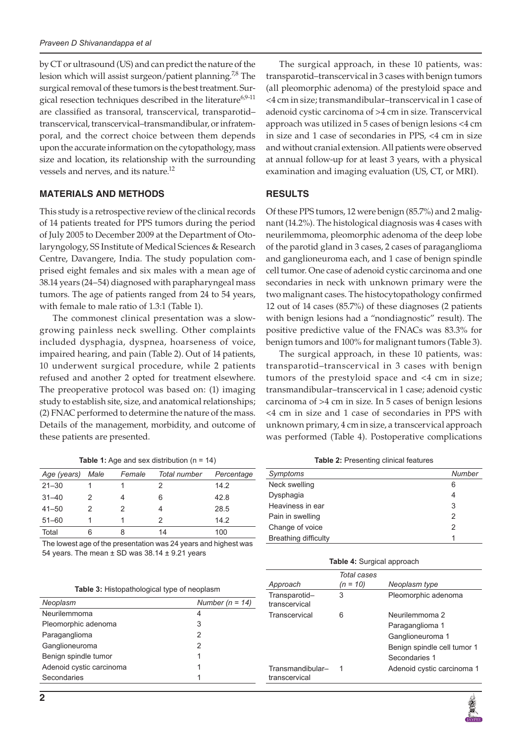by CT or ultrasound (US) and can predict the nature of the lesion which will assist surgeon/patient planning.[7,8] The surgical removal of these tumors is the best treatment. Surgical resection techniques described in the literature[6,9-11] are classified as transoral, transcervical, transparotid–transcervical, transcervical–transmandibular, or infratemporal, and the correct choice between them depends upon the accurate information on the cytopathology, mass size and location, its relationship with the surrounding vessels and nerves, and its nature.[12]

## MATERIALS AND METHODS

This study is a retrospective review of the clinical records of 14 patients treated for PPS tumors during the period of July 2005 to December 2009 at the Department of Otolaryngology, SS Institute of Medical Sciences & Research Centre, Davangere, India. The study population comprised eight females and six males with a mean age of 38.14 years (24–54) diagnosed with parapharyngeal mass tumors. The age of patients ranged from 24 to 54 years, with female to male ratio of 1.3:1 (Table 1).

The commonest clinical presentation was a slow-growing painless neck swelling. Other complaints included dysphagia, dyspnea, hoarseness of voice, impaired hearing, and pain (Table 2). Out of 14 patients, 10 underwent surgical procedure, while 2 patients refused and another 2 opted for treatment elsewhere. The preoperative protocol was based on: (1) imaging study to establish site, size, and anatomical relationships; (2) FNAC performed to determine the nature of the mass. Details of the management, morbidity, and outcome of these patients are presented.

The surgical approach, in these 10 patients, was: transparotid–transcervical in 3 cases with benign tumors (all pleomorphic adenoma) of the prestyloid space and <4 cm in size; transmandibular–transcervical in 1 case of adenoid cystic carcinoma of >4 cm in size. Transcervical approach was utilized in 5 cases of benign lesions <4 cm in size and 1 case of secondaries in PPS, <4 cm in size and without cranial extension. All patients were observed at annual follow-up for at least 3 years, with a physical examination and imaging evaluation (US, CT, or MRI).

## RESULTS

Of these PPS tumors, 12 were benign (85.7%) and 2 malignant (14.2%). The histological diagnosis was 4 cases with neurilemmoma, pleomorphic adenoma of the deep lobe of the parotid gland in 3 cases, 2 cases of paraganglioma and ganglioneuroma each, and 1 case of benign spindle cell tumor. One case of adenoid cystic carcinoma and one secondaries in neck with unknown primary were the two malignant cases. The histocytopathology confirmed 12 out of 14 cases (85.7%) of these diagnoses (2 patients with benign lesions had a "nondiagnostic" result). The positive predictive value of the FNACs was 83.3% for benign tumors and 100% for malignant tumors (Table 3).

The surgical approach, in these 10 patients, was: transparotid–transcervical in 3 cases with benign tumors of the prestyloid space and <4 cm in size; transmandibular–transcervical in 1 case; adenoid cystic carcinoma of >4 cm in size. In 5 cases of benign lesions <4 cm in size and 1 case of secondaries in PPS with unknown primary, 4 cm in size, a transcervical approach was performed (Table 4). Postoperative complications

**Table 1:** Age and sex distribution (n = 14)

| *Age (years)* | *Male* | *Female* | *Total number* | *Percentage* |
|---|---|---|---|---|
| 21–30 | 1 | 1 | 2 | 14.2 |
| 31–40 | 2 | 4 | 6 | 42.8 |
| 41–50 | 2 | 2 | 4 | 28.5 |
| 51–60 | 1 | 1 | 2 | 14.2 |
| Total | 6 | 8 | 14 | 100 |

The lowest age of the presentation was 24 years and highest was 54 years. The mean ± SD was 38.14 ± 9.21 years

**Table 2:** Presenting clinical features

| *Symptoms* | *Number* |
|---|---|
| Neck swelling | 6 |
| Dysphagia | 4 |
| Heaviness in ear | 3 |
| Pain in swelling | 2 |
| Change of voice | 2 |
| Breathing difficulty | 1 |

**Table 3:** Histopathological type of neoplasm

| *Neoplasm* | *Number (n = 14)* |
|---|---|
| Neurilemmoma | 4 |
| Pleomorphic adenoma | 3 |
| Paraganglioma | 2 |
| Ganglioneuroma | 2 |
| Benign spindle tumor | 1 |
| Adenoid cystic carcinoma | 1 |
| Secondaries | 1 |

**Table 4:** Surgical approach

| *Approach* | *Total cases (n = 10)* | *Neoplasm type* |
|---|---|---|
| Transparotid–transcervical | 3 | Pleomorphic adenoma |
| Transcervical | 6 | Neurilemmoma 2 |
| | | Paraganglioma 1 |
| | | Ganglioneuroma 1 |
| | | Benign spindle cell tumor 1 |
| | | Secondaries 1 |
| Transmandibular–transcervical | 1 | Adenoid cystic carcinoma 1 |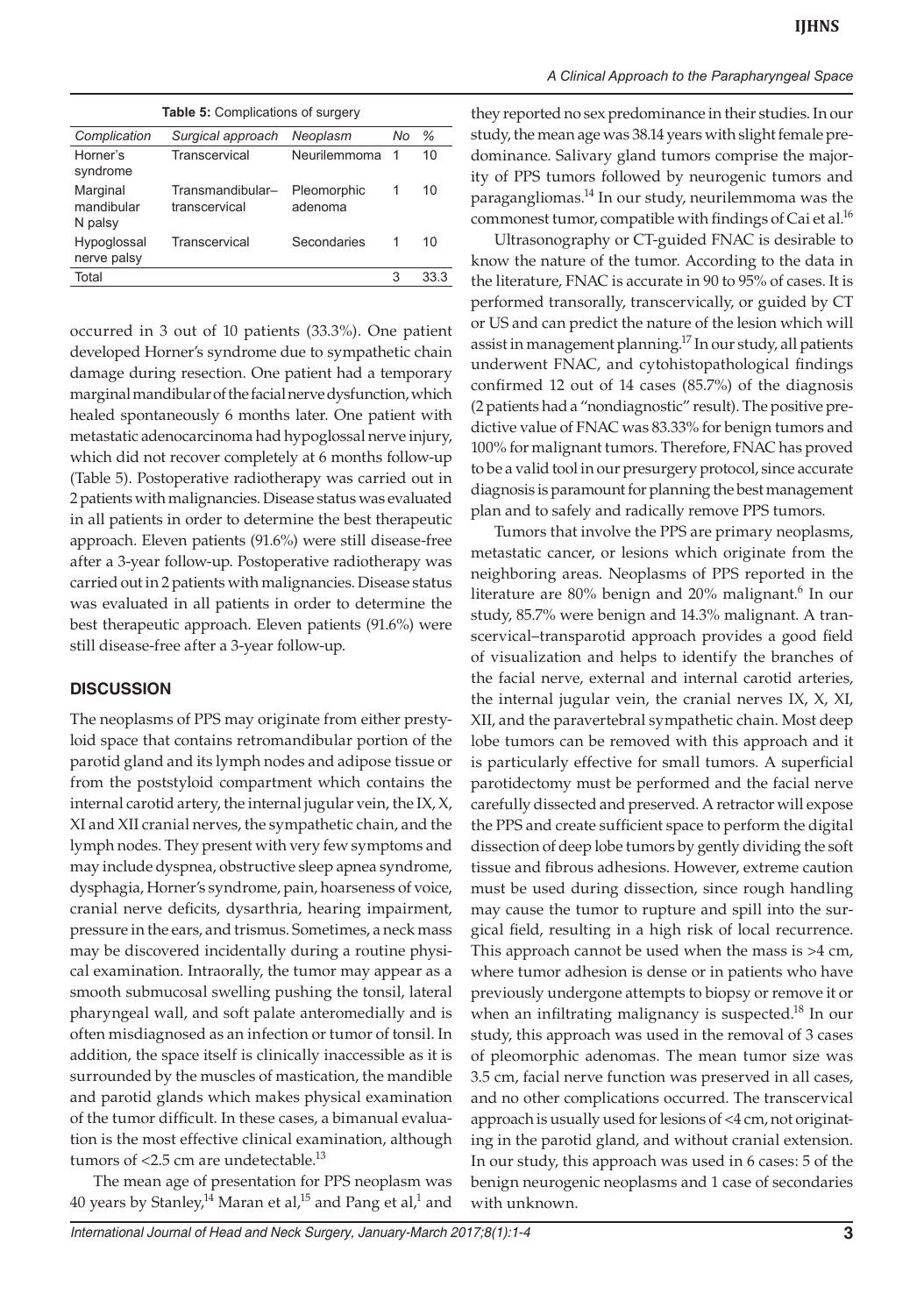**Table 5:** Complications of surgery

| *Complication* | *Surgical approach* | *Neoplasm* | *No* | *%* |
|---|---|---|---|---|
| Horner's syndrome | Transcervical | Neurilemmoma | 1 | 10 |
| Marginal mandibular N palsy | Transmandibular–transcervical | Pleomorphic adenoma | 1 | 10 |
| Hypoglossal nerve palsy | Transcervical | Secondaries | 1 | 10 |
| Total | | | 3 | 33.3 |

occurred in 3 out of 10 patients (33.3%). One patient developed Horner's syndrome due to sympathetic chain damage during resection. One patient had a temporary marginal mandibular of the facial nerve dysfunction, which healed spontaneously 6 months later. One patient with metastatic adenocarcinoma had hypoglossal nerve injury, which did not recover completely at 6 months follow-up (Table 5). Postoperative radiotherapy was carried out in 2 patients with malignancies. Disease status was evaluated in all patients in order to determine the best therapeutic approach. Eleven patients (91.6%) were still disease-free after a 3-year follow-up. Postoperative radiotherapy was carried out in 2 patients with malignancies. Disease status was evaluated in all patients in order to determine the best therapeutic approach. Eleven patients (91.6%) were still disease-free after a 3-year follow-up.

## DISCUSSION

The neoplasms of PPS may originate from either prestyloid space that contains retromandibular portion of the parotid gland and its lymph nodes and adipose tissue or from the poststyloid compartment which contains the internal carotid artery, the internal jugular vein, the IX, X, XI and XII cranial nerves, the sympathetic chain, and the lymph nodes. They present with very few symptoms and may include dyspnea, obstructive sleep apnea syndrome, dysphagia, Horner's syndrome, pain, hoarseness of voice, cranial nerve deficits, dysarthria, hearing impairment, pressure in the ears, and trismus. Sometimes, a neck mass may be discovered incidentally during a routine physical examination. Intraorally, the tumor may appear as a smooth submucosal swelling pushing the tonsil, lateral pharyngeal wall, and soft palate anteromedially and is often misdiagnosed as an infection or tumor of tonsil. In addition, the space itself is clinically inaccessible as it is surrounded by the muscles of mastication, the mandible and parotid glands which makes physical examination of the tumor difficult. In these cases, a bimanual evaluation is the most effective clinical examination, although tumors of <2.5 cm are undetectable.[13]

The mean age of presentation for PPS neoplasm was 40 years by Stanley,[14] Maran et al,[15] and Pang et al,[1] and they reported no sex predominance in their studies. In our study, the mean age was 38.14 years with slight female predominance. Salivary gland tumors comprise the majority of PPS tumors followed by neurogenic tumors and paragangliomas.[14] In our study, neurilemmoma was the commonest tumor, compatible with findings of Cai et al.[16]

Ultrasonography or CT-guided FNAC is desirable to know the nature of the tumor. According to the data in the literature, FNAC is accurate in 90 to 95% of cases. It is performed transorally, transcervically, or guided by CT or US and can predict the nature of the lesion which will assist in management planning.[17] In our study, all patients underwent FNAC, and cytohistopathological findings confirmed 12 out of 14 cases (85.7%) of the diagnosis (2 patients had a "nondiagnostic" result). The positive predictive value of FNAC was 83.33% for benign tumors and 100% for malignant tumors. Therefore, FNAC has proved to be a valid tool in our presurgery protocol, since accurate diagnosis is paramount for planning the best management plan and to safely and radically remove PPS tumors.

Tumors that involve the PPS are primary neoplasms, metastatic cancer, or lesions which originate from the neighboring areas. Neoplasms of PPS reported in the literature are 80% benign and 20% malignant.[6] In our study, 85.7% were benign and 14.3% malignant. A transcervical–transparotid approach provides a good field of visualization and helps to identify the branches of the facial nerve, external and internal carotid arteries, the internal jugular vein, the cranial nerves IX, X, XI, XII, and the paravertebral sympathetic chain. Most deep lobe tumors can be removed with this approach and it is particularly effective for small tumors. A superficial parotidectomy must be performed and the facial nerve carefully dissected and preserved. A retractor will expose the PPS and create sufficient space to perform the digital dissection of deep lobe tumors by gently dividing the soft tissue and fibrous adhesions. However, extreme caution must be used during dissection, since rough handling may cause the tumor to rupture and spill into the surgical field, resulting in a high risk of local recurrence. This approach cannot be used when the mass is >4 cm, where tumor adhesion is dense or in patients who have previously undergone attempts to biopsy or remove it or when an infiltrating malignancy is suspected.[18] In our study, this approach was used in the removal of 3 cases of pleomorphic adenomas. The mean tumor size was 3.5 cm, facial nerve function was preserved in all cases, and no other complications occurred. The transcervical approach is usually used for lesions of <4 cm, not originating in the parotid gland, and without cranial extension. In our study, this approach was used in 6 cases: 5 of the benign neurogenic neoplasms and 1 case of secondaries with unknown.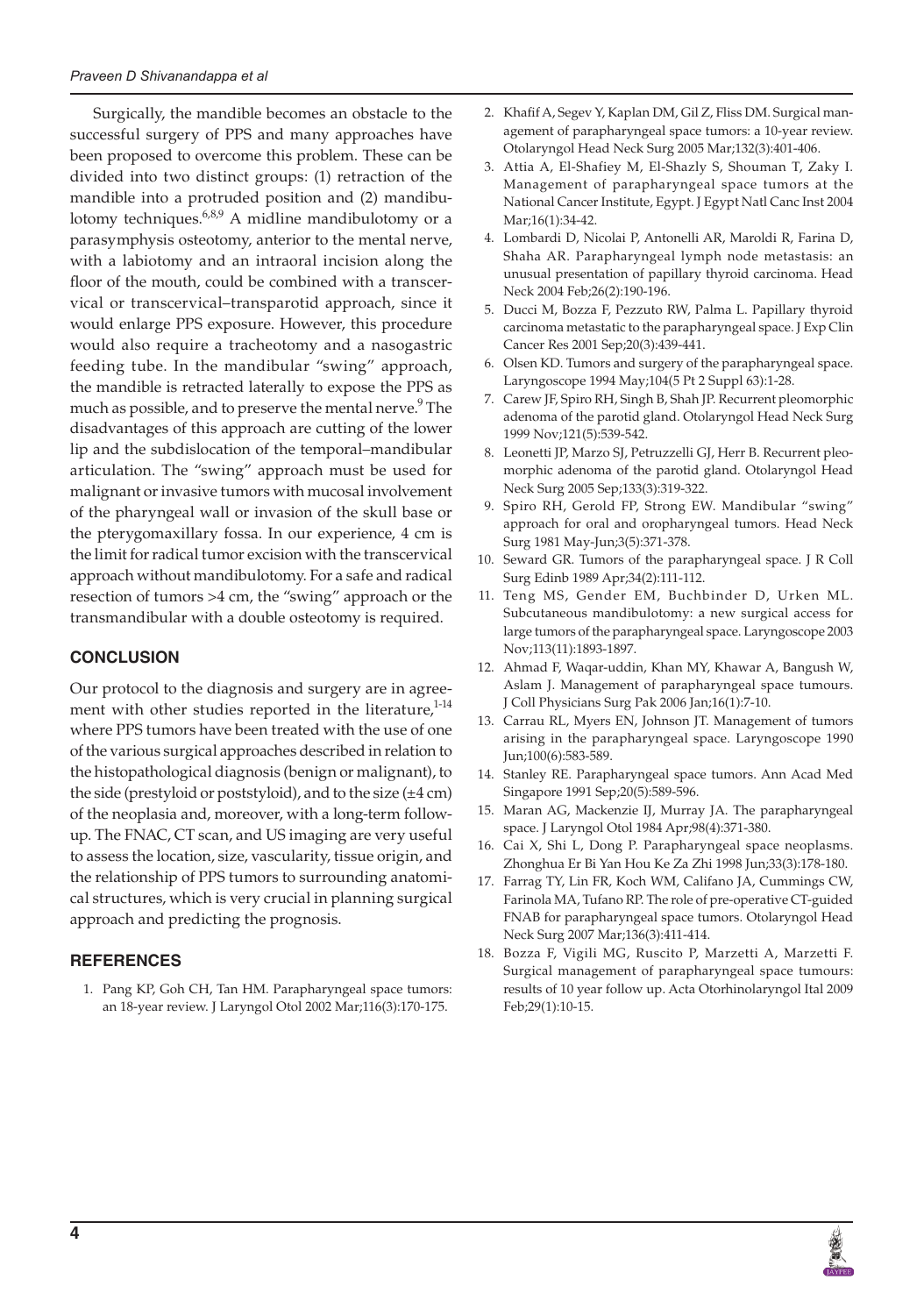Surgically, the mandible becomes an obstacle to the successful surgery of PPS and many approaches have been proposed to overcome this problem. These can be divided into two distinct groups: (1) retraction of the mandible into a protruded position and (2) mandibulotomy techniques.[6,8,9] A midline mandibulotomy or a parasymphysis osteotomy, anterior to the mental nerve, with a labiotomy and an intraoral incision along the floor of the mouth, could be combined with a transcervical or transcervical–transparotid approach, since it would enlarge PPS exposure. However, this procedure would also require a tracheotomy and a nasogastric feeding tube. In the mandibular "swing" approach, the mandible is retracted laterally to expose the PPS as much as possible, and to preserve the mental nerve.[9] The disadvantages of this approach are cutting of the lower lip and the subdislocation of the temporal–mandibular articulation. The "swing" approach must be used for malignant or invasive tumors with mucosal involvement of the pharyngeal wall or invasion of the skull base or the pterygomaxillary fossa. In our experience, 4 cm is the limit for radical tumor excision with the transcervical approach without mandibulotomy. For a safe and radical resection of tumors >4 cm, the "swing" approach or the transmandibular with a double osteotomy is required.

## CONCLUSION

Our protocol to the diagnosis and surgery are in agreement with other studies reported in the literature,[1-14] where PPS tumors have been treated with the use of one of the various surgical approaches described in relation to the histopathological diagnosis (benign or malignant), to the side (prestyloid or poststyloid), and to the size (±4 cm) of the neoplasia and, moreover, with a long-term follow-up. The FNAC, CT scan, and US imaging are very useful to assess the location, size, vascularity, tissue origin, and the relationship of PPS tumors to surrounding anatomical structures, which is very crucial in planning surgical approach and predicting the prognosis.

## REFERENCES

1. Pang KP, Goh CH, Tan HM. Parapharyngeal space tumors: an 18-year review. J Laryngol Otol 2002 Mar;116(3):170-175.
2. Khafif A, Segev Y, Kaplan DM, Gil Z, Fliss DM. Surgical management of parapharyngeal space tumors: a 10-year review. Otolaryngol Head Neck Surg 2005 Mar;132(3):401-406.
3. Attia A, El-Shafiey M, El-Shazly S, Shouman T, Zaky I. Management of parapharyngeal space tumors at the National Cancer Institute, Egypt. J Egypt Natl Canc Inst 2004 Mar;16(1):34-42.
4. Lombardi D, Nicolai P, Antonelli AR, Maroldi R, Farina D, Shaha AR. Parapharyngeal lymph node metastasis: an unusual presentation of papillary thyroid carcinoma. Head Neck 2004 Feb;26(2):190-196.
5. Ducci M, Bozza F, Pezzuto RW, Palma L. Papillary thyroid carcinoma metastatic to the parapharyngeal space. J Exp Clin Cancer Res 2001 Sep;20(3):439-441.
6. Olsen KD. Tumors and surgery of the parapharyngeal space. Laryngoscope 1994 May;104(5 Pt 2 Suppl 63):1-28.
7. Carew JF, Spiro RH, Singh B, Shah JP. Recurrent pleomorphic adenoma of the parotid gland. Otolaryngol Head Neck Surg 1999 Nov;121(5):539-542.
8. Leonetti JP, Marzo SJ, Petruzzelli GJ, Herr B. Recurrent pleomorphic adenoma of the parotid gland. Otolaryngol Head Neck Surg 2005 Sep;133(3):319-322.
9. Spiro RH, Gerold FP, Strong EW. Mandibular "swing" approach for oral and oropharyngeal tumors. Head Neck Surg 1981 May-Jun;3(5):371-378.
10. Seward GR. Tumors of the parapharyngeal space. J R Coll Surg Edinb 1989 Apr;34(2):111-112.
11. Teng MS, Gender EM, Buchbinder D, Urken ML. Subcutaneous mandibulotomy: a new surgical access for large tumors of the parapharyngeal space. Laryngoscope 2003 Nov;113(11):1893-1897.
12. Ahmad F, Waqar-uddin, Khan MY, Khawar A, Bangush W, Aslam J. Management of parapharyngeal space tumours. J Coll Physicians Surg Pak 2006 Jan;16(1):7-10.
13. Carrau RL, Myers EN, Johnson JT. Management of tumors arising in the parapharyngeal space. Laryngoscope 1990 Jun;100(6):583-589.
14. Stanley RE. Parapharyngeal space tumors. Ann Acad Med Singapore 1991 Sep;20(5):589-596.
15. Maran AG, Mackenzie IJ, Murray JA. The parapharyngeal space. J Laryngol Otol 1984 Apr;98(4):371-380.
16. Cai X, Shi L, Dong P. Parapharyngeal space neoplasms. Zhonghua Er Bi Yan Hou Ke Za Zhi 1998 Jun;33(3):178-180.
17. Farrag TY, Lin FR, Koch WM, Califano JA, Cummings CW, Farinola MA, Tufano RP. The role of pre-operative CT-guided FNAB for parapharyngeal space tumors. Otolaryngol Head Neck Surg 2007 Mar;136(3):411-414.
18. Bozza F, Vigili MG, Ruscito P, Marzetti A, Marzetti F. Surgical management of parapharyngeal space tumours: results of 10 year follow up. Acta Otorhinolaryngol Ital 2009 Feb;29(1):10-15.